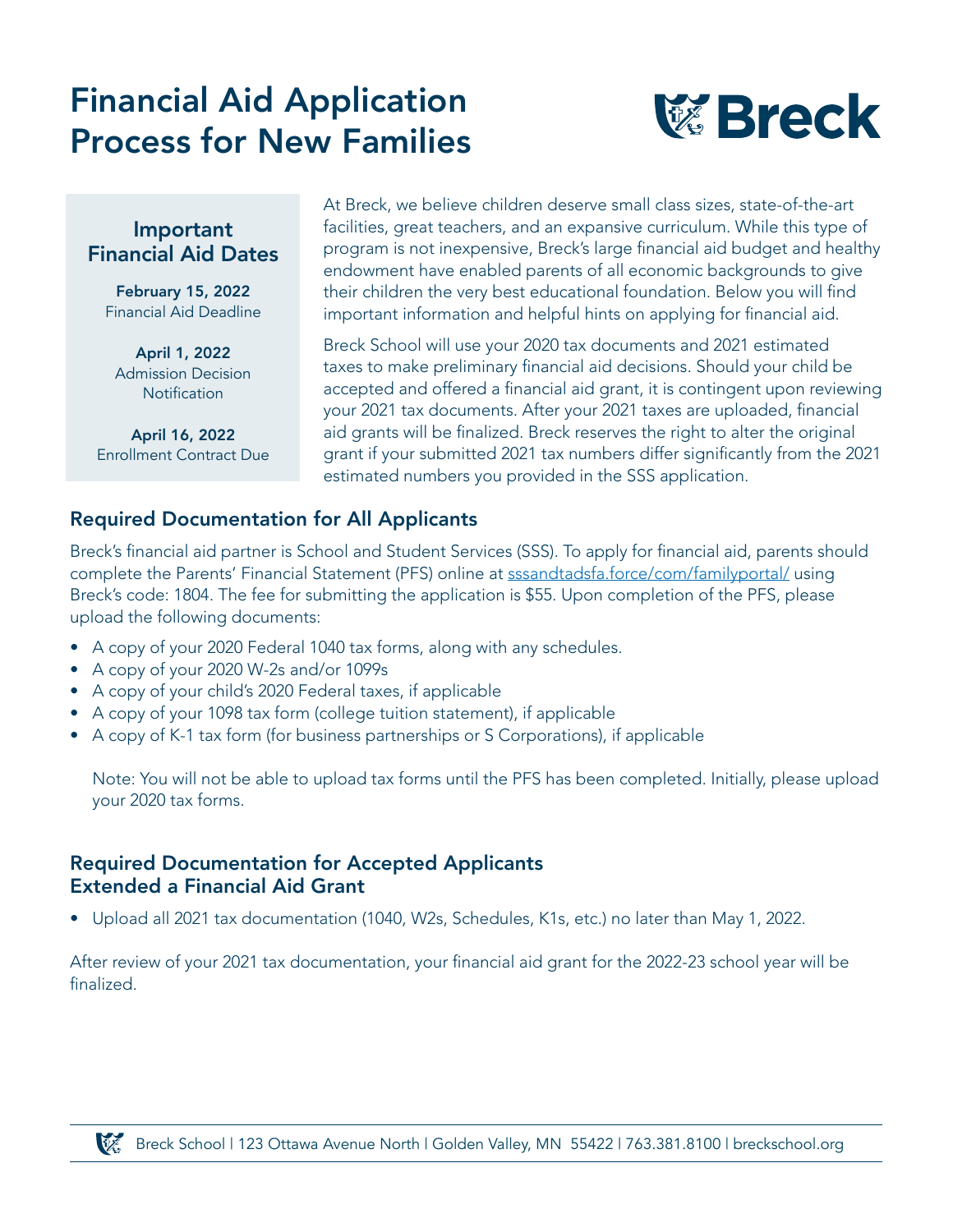# Financial Aid Application Process for New Families

Breck

### Important Financial Aid Dates

**February 15, 2022**
Financial Aid Deadline

**April 1, 2022**
Admission Decision Notification

**April 16, 2022**
Enrollment Contract Due

At Breck, we believe children deserve small class sizes, state-of-the-art facilities, great teachers, and an expansive curriculum. While this type of program is not inexpensive, Breck's large financial aid budget and healthy endowment have enabled parents of all economic backgrounds to give their children the very best educational foundation. Below you will find important information and helpful hints on applying for financial aid.

Breck School will use your 2020 tax documents and 2021 estimated taxes to make preliminary financial aid decisions. Should your child be accepted and offered a financial aid grant, it is contingent upon reviewing your 2021 tax documents. After your 2021 taxes are uploaded, financial aid grants will be finalized. Breck reserves the right to alter the original grant if your submitted 2021 tax numbers differ significantly from the 2021 estimated numbers you provided in the SSS application.

## Required Documentation for All Applicants

Breck's financial aid partner is School and Student Services (SSS). To apply for financial aid, parents should complete the Parents' Financial Statement (PFS) online at sssandtadsfa.force/com/familyportal/ using Breck's code: 1804. The fee for submitting the application is $55. Upon completion of the PFS, please upload the following documents:

- A copy of your 2020 Federal 1040 tax forms, along with any schedules.
- A copy of your 2020 W-2s and/or 1099s
- A copy of your child's 2020 Federal taxes, if applicable
- A copy of your 1098 tax form (college tuition statement), if applicable
- A copy of K-1 tax form (for business partnerships or S Corporations), if applicable

Note: You will not be able to upload tax forms until the PFS has been completed. Initially, please upload your 2020 tax forms.

## Required Documentation for Accepted Applicants Extended a Financial Aid Grant

- Upload all 2021 tax documentation (1040, W2s, Schedules, K1s, etc.) no later than May 1, 2022.

After review of your 2021 tax documentation, your financial aid grant for the 2022-23 school year will be finalized.

Breck School | 123 Ottawa Avenue North | Golden Valley, MN 55422 | 763.381.8100 | breckschool.org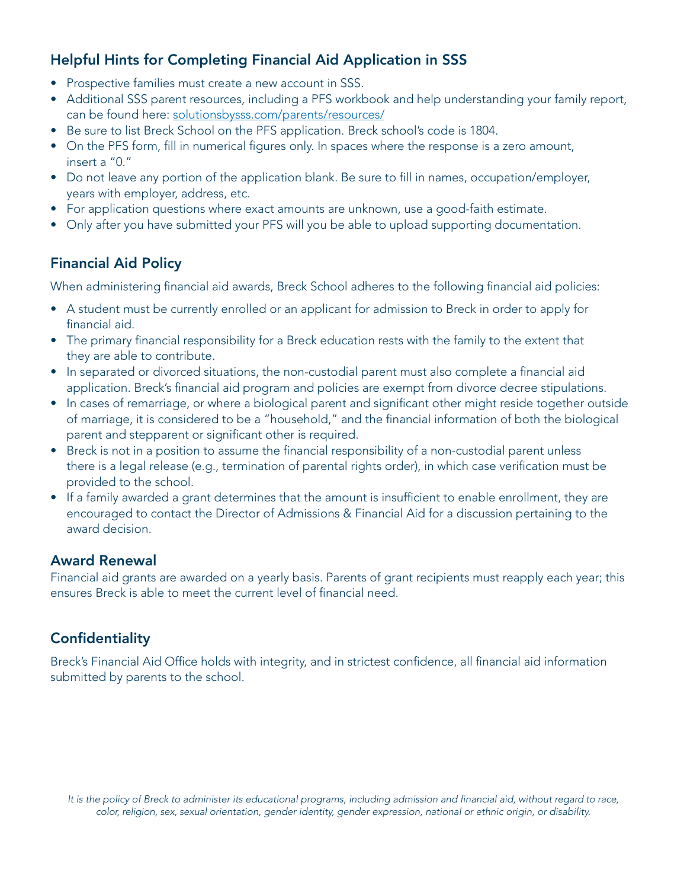## Helpful Hints for Completing Financial Aid Application in SSS

- Prospective families must create a new account in SSS.
- Additional SSS parent resources, including a PFS workbook and help understanding your family report, can be found here: [solutionsbysss.com/parents/resources/](solutionsbysss.com/parents/resources/)
- Be sure to list Breck School on the PFS application. Breck school's code is 1804.
- On the PFS form, fill in numerical figures only. In spaces where the response is a zero amount, insert a "0."
- Do not leave any portion of the application blank. Be sure to fill in names, occupation/employer, years with employer, address, etc.
- For application questions where exact amounts are unknown, use a good-faith estimate.
- Only after you have submitted your PFS will you be able to upload supporting documentation.

## Financial Aid Policy

When administering financial aid awards, Breck School adheres to the following financial aid policies:

- A student must be currently enrolled or an applicant for admission to Breck in order to apply for financial aid.
- The primary financial responsibility for a Breck education rests with the family to the extent that they are able to contribute.
- In separated or divorced situations, the non-custodial parent must also complete a financial aid application. Breck's financial aid program and policies are exempt from divorce decree stipulations.
- In cases of remarriage, or where a biological parent and significant other might reside together outside of marriage, it is considered to be a "household," and the financial information of both the biological parent and stepparent or significant other is required.
- Breck is not in a position to assume the financial responsibility of a non-custodial parent unless there is a legal release (e.g., termination of parental rights order), in which case verification must be provided to the school.
- If a family awarded a grant determines that the amount is insufficient to enable enrollment, they are encouraged to contact the Director of Admissions & Financial Aid for a discussion pertaining to the award decision.

## Award Renewal

Financial aid grants are awarded on a yearly basis. Parents of grant recipients must reapply each year; this ensures Breck is able to meet the current level of financial need.

## Confidentiality

Breck's Financial Aid Office holds with integrity, and in strictest confidence, all financial aid information submitted by parents to the school.

*It is the policy of Breck to administer its educational programs, including admission and financial aid, without regard to race, color, religion, sex, sexual orientation, gender identity, gender expression, national or ethnic origin, or disability.*